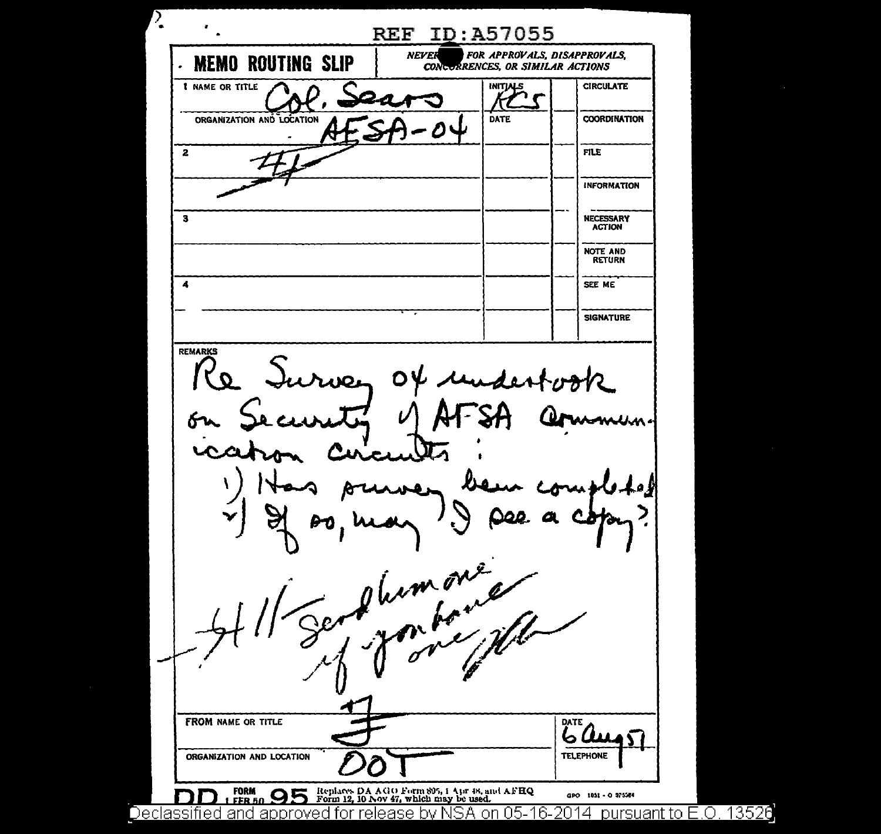REF ID:A57055

# MEMO ROUTING SLIP

*NEVER USE FOR APPROVALS, DISAPPROVALS, CONCURRENCES, OR SIMILAR ACTIONS*

| NAME OR TITLE | INITIALS | | |
|---|---|---|---|
| 1 Col. Sears | RCS | | CIRCULATE |
| ORGANIZATION AND LOCATION AFSA-04 | DATE | | COORDINATION |
| 2 | | | FILE |
| | | | INFORMATION |
| 3 | | | NECESSARY ACTION |
| | | | NOTE AND RETURN |
| 4 | | | SEE ME |
| | | | SIGNATURE |

REMARKS

Re Survey 04 undertook on Security of AFSA communication circuits:

1) Has survey been completed
2) If so, may I see a copy?

4 // Send him one if you have one

FROM NAME OR TITLE: F

ORGANIZATION AND LOCATION: DOT

DATE: 6 Aug 51

TELEPHONE:

DD FORM 95, 1 FEB 50 — Replaces DA AGO Form 895, 1 Apr 48, and AFHQ Form 12, 10 Nov 47, which may be used.

GPO 1951 - O 975584

Declassified and approved for release by NSA on 05-16-2014 pursuant to E.O. 13526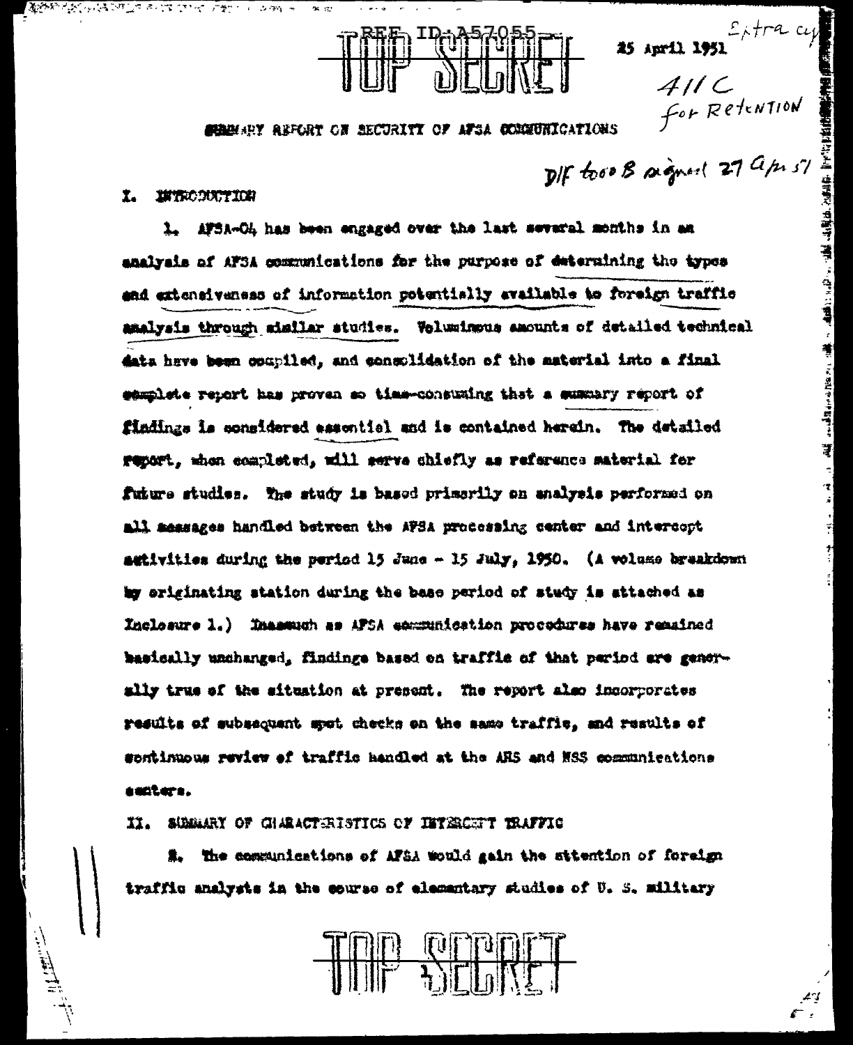REF ID:A57055

TOP SECRET

25 April 1951

Extra copy

411C
for Retention

D/F to 00B signed 27 Apr 51

SUMMARY REPORT ON SECURITY OF AFSA COMMUNICATIONS

## I. INTRODUCTION

1. AFSA-04 has been engaged over the last several months in an analysis of AFSA communications for the purpose of determining the types and extensiveness of information potentially available to foreign traffic analysis through similar studies. Voluminous amounts of detailed technical data have been compiled, and consolidation of the material into a final complete report has proven so time-consuming that a summary report of findings is considered essential and is contained herein. The detailed report, when completed, will serve chiefly as reference material for future studies. The study is based primarily on analysis performed on all messages handled between the AFSA processing center and intercept activities during the period 15 June - 15 July, 1950. (A volume breakdown by originating station during the base period of study is attached as Inclosure 1.) Inasmuch as AFSA communication procedures have remained basically unchanged, findings based on traffic of that period are generally true of the situation at present. The report also incorporates results of subsequent spot checks on the same traffic, and results of continuous review of traffic handled at the ARS and NSS communications centers.

## II. SUMMARY OF CHARACTERISTICS OF INTERCEPT TRAFFIC

2. The communications of AFSA would gain the attention of foreign traffic analysts in the course of elementary studies of U. S. military

TOP SECRET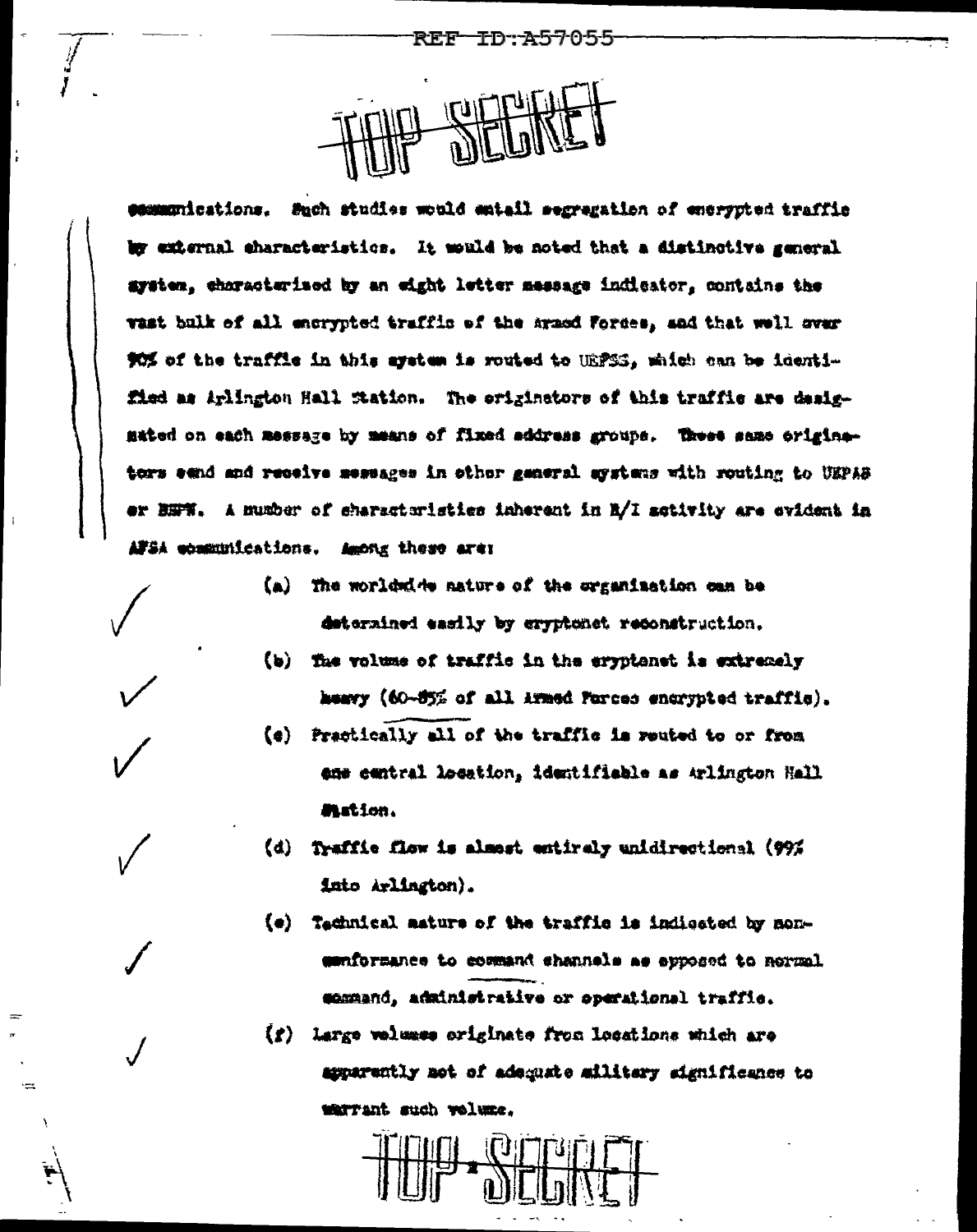communications. Such studies would entail segregation of encrypted traffic by external characteristics. It would be noted that a distinctive general system, characterized by an eight letter message indicator, contains the vast bulk of all encrypted traffic of the Armed Forces, and that well over 90% of the traffic in this system is routed to UEPSS, which can be identified as Arlington Hall Station. The originators of this traffic are designated on each message by means of fixed address groups. These same originators send and receive messages in other general systems with routing to UEPAS or BSPW. A number of characteristics inherent in R/I activity are evident in AFSA communications. Among these are:

(a) The worldwide nature of the organization can be determined easily by cryptonet reconstruction.

(b) The volume of traffic in the cryptonet is extremely heavy (60-85% of all Armed Forces encrypted traffic).

(c) Practically all of the traffic is routed to or from one central location, identifiable as Arlington Hall Station.

(d) Traffic flow is almost entirely unidirectional (99% into Arlington).

(e) Technical nature of the traffic is indicated by nonconformance to command channels as opposed to normal command, administrative or operational traffic.

(f) Large volumes originate from locations which are apparently not of adequate military significance to warrant such volume.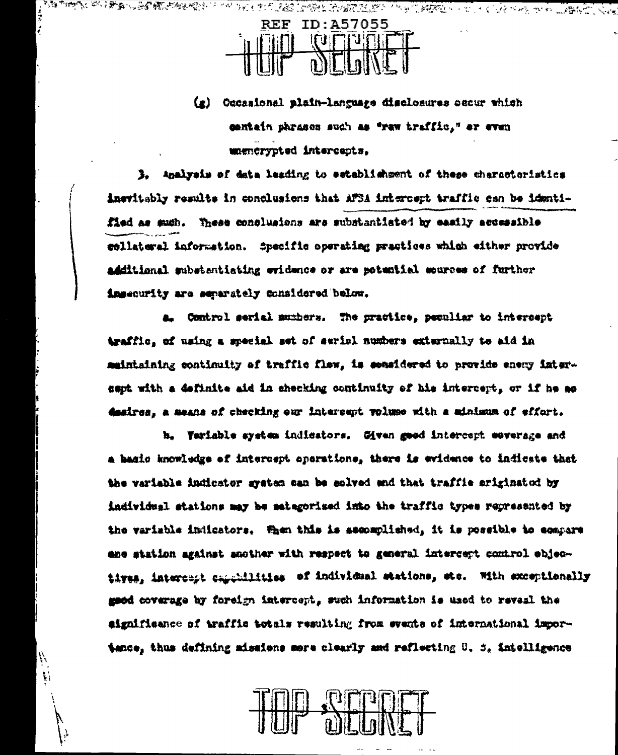(g) Occasional plain-language disclosures occur which contain phrases such as "raw traffic," or even unencrypted intercepts.

3. Analysis of data leading to establishment of these characteristics inevitably results in conclusions that AFSA intercept traffic can be identified as such. These conclusions are substantiated by easily accessible collateral information. Specific operating practices which either provide additional substantiating evidence or are potential sources of further insecurity are separately considered below.

a. Control serial numbers. The practice, peculiar to intercept traffic, of using a special set of serial numbers externally to aid in maintaining continuity of traffic flow, is considered to provide enemy intercept with a definite aid in checking continuity of his intercept, or if he so desires, a means of checking our intercept volume with a minimum of effort.

b. Variable system indicators. Given good intercept coverage and a basic knowledge of intercept operations, there is evidence to indicate that the variable indicator system can be solved and that traffic originated by individual stations may be categorized into the traffic types represented by the variable indicators. When this is accomplished, it is possible to compare one station against another with respect to general intercept control objectives, intercept capabilities of individual stations, etc. With exceptionally good coverage by foreign intercept, such information is used to reveal the significance of traffic totals resulting from events of international importance, thus defining missions more clearly and reflecting U. S. intelligence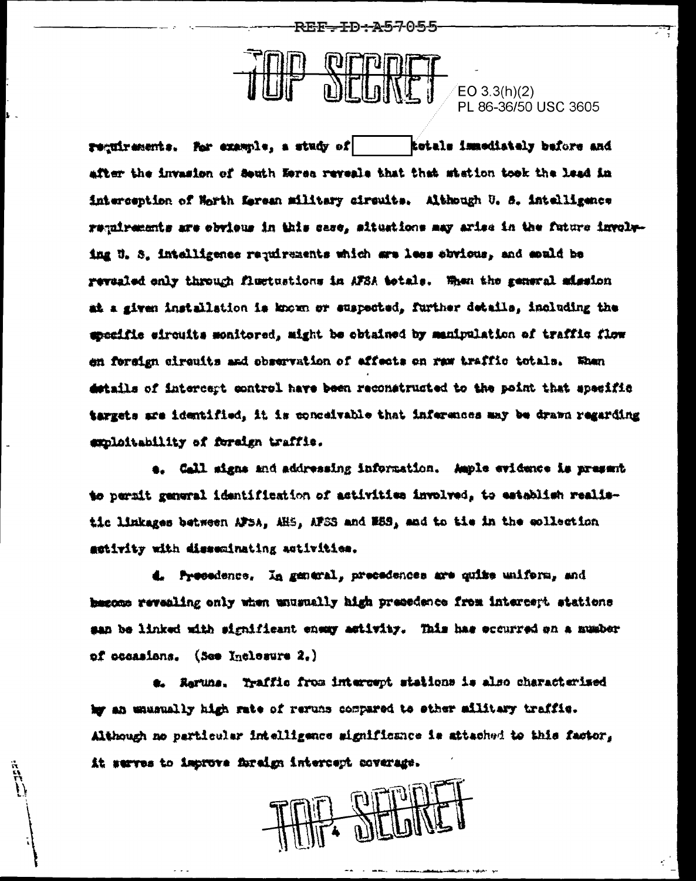TOP SECRET

EO 3.3(h)(2)
PL 86-36/50 USC 3605

requirements. For example, a study of [          ] totals immediately before and after the invasion of South Korea reveals that that station took the lead in interception of North Korean military circuits. Although U. S. intelligence requirements are obvious in this case, situations may arise in the future involving U. S. intelligence requirements which are less obvious, and could be revealed only through fluctuations in AFSA totals. When the general mission at a given installation is known or suspected, further details, including the specific circuits monitored, might be obtained by manipulation of traffic flow on foreign circuits and observation of effects on raw traffic totals. When details of intercept control have been reconstructed to the point that specific targets are identified, it is conceivable that inferences may be drawn regarding exploitability of foreign traffic.

c. Call signs and addressing information. Ample evidence is present to permit general identification of activities involved, to establish realistic linkages between AFSA, AHS, AFSS and NSS, and to tie in the collection activity with disseminating activities.

d. Precedence. In general, precedences are quite uniform, and become revealing only when unusually high precedence from intercept stations can be linked with significant enemy activity. This has occurred on a number of occasions. (See Inclosure 2.)

e. Reruns. Traffic from intercept stations is also characterized by an unusually high rate of reruns compared to other military traffic. Although no particular intelligence significance is attached to this factor, it serves to improve foreign intercept coverage.

TOP SECRET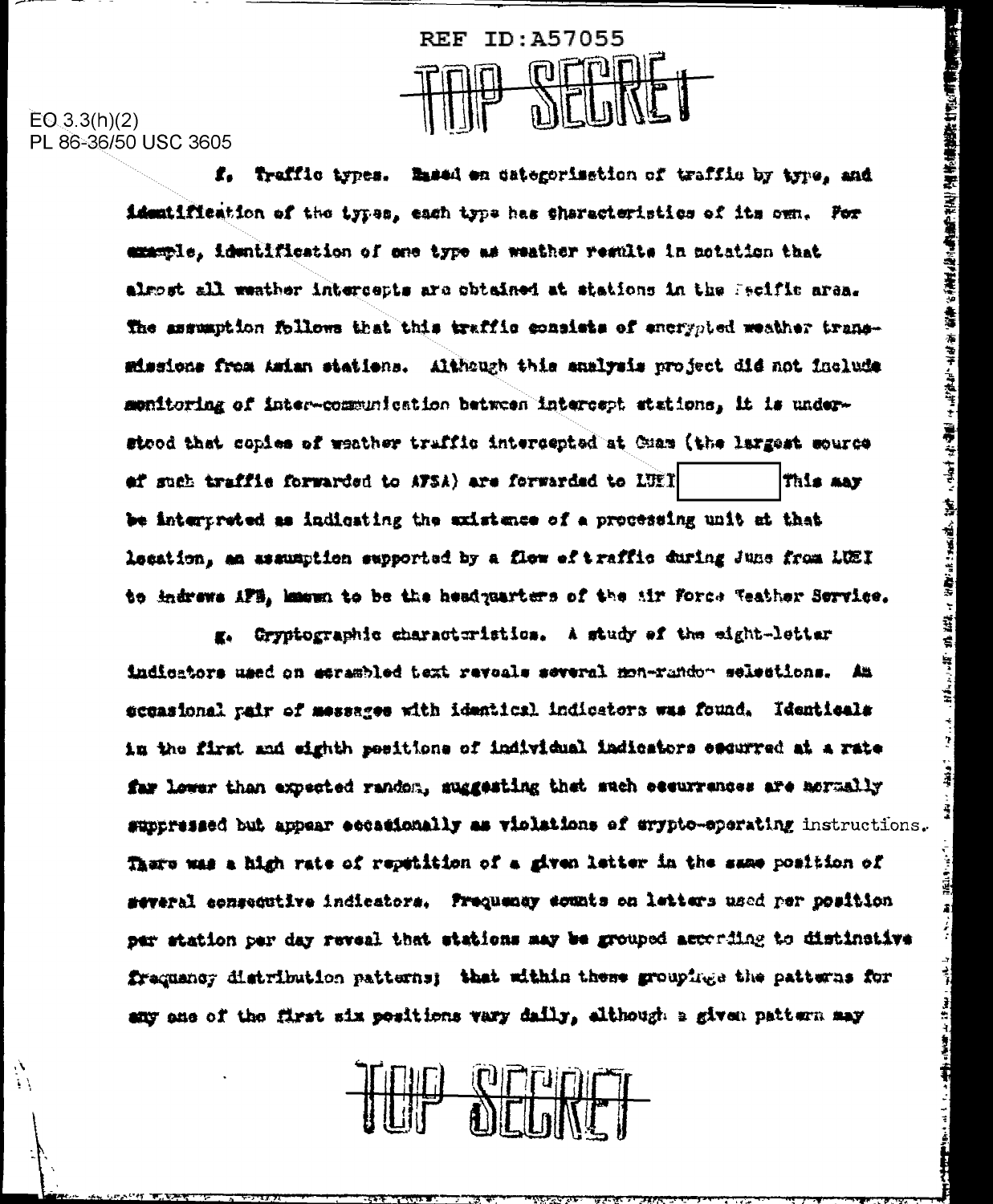EO 3.3(h)(2)
PL 86-36/50 USC 3605

f. Traffic types. Based on categorization of traffic by type, and identification of the types, each type has characteristics of its own. For example, identification of one type as weather results in notation that almost all weather intercepts are obtained at stations in the Pacific area. The assumption follows that this traffic consists of encrypted weather transmissions from Asian stations. Although this analysis project did not include monitoring of inter-communication between intercept stations, it is understood that copies of weather traffic intercepted at Guam (the largest source of such traffic forwarded to AFSA) are forwarded to LUEI [redacted] This may be interpreted as indicating the existence of a processing unit at that location, an assumption supported by a flow of traffic during June from LUEI to Andrews AFB, known to be the headquarters of the Air Force Weather Service.

g. Cryptographic characteristics. A study of the eight-letter indicators used on scrambled text reveals several non-random selections. An occasional pair of messages with identical indicators was found. Identicals in the first and eighth positions of individual indicators occurred at a rate far lower than expected random, suggesting that such occurrences are normally suppressed but appear occasionally as violations of crypto-operating instructions. There was a high rate of repetition of a given letter in the same position of several consecutive indicators. Frequency counts on letters used per position per station per day reveal that stations may be grouped according to distinctive frequency distribution patterns; that within these groupings the patterns for any one of the first six positions vary daily, although a given pattern may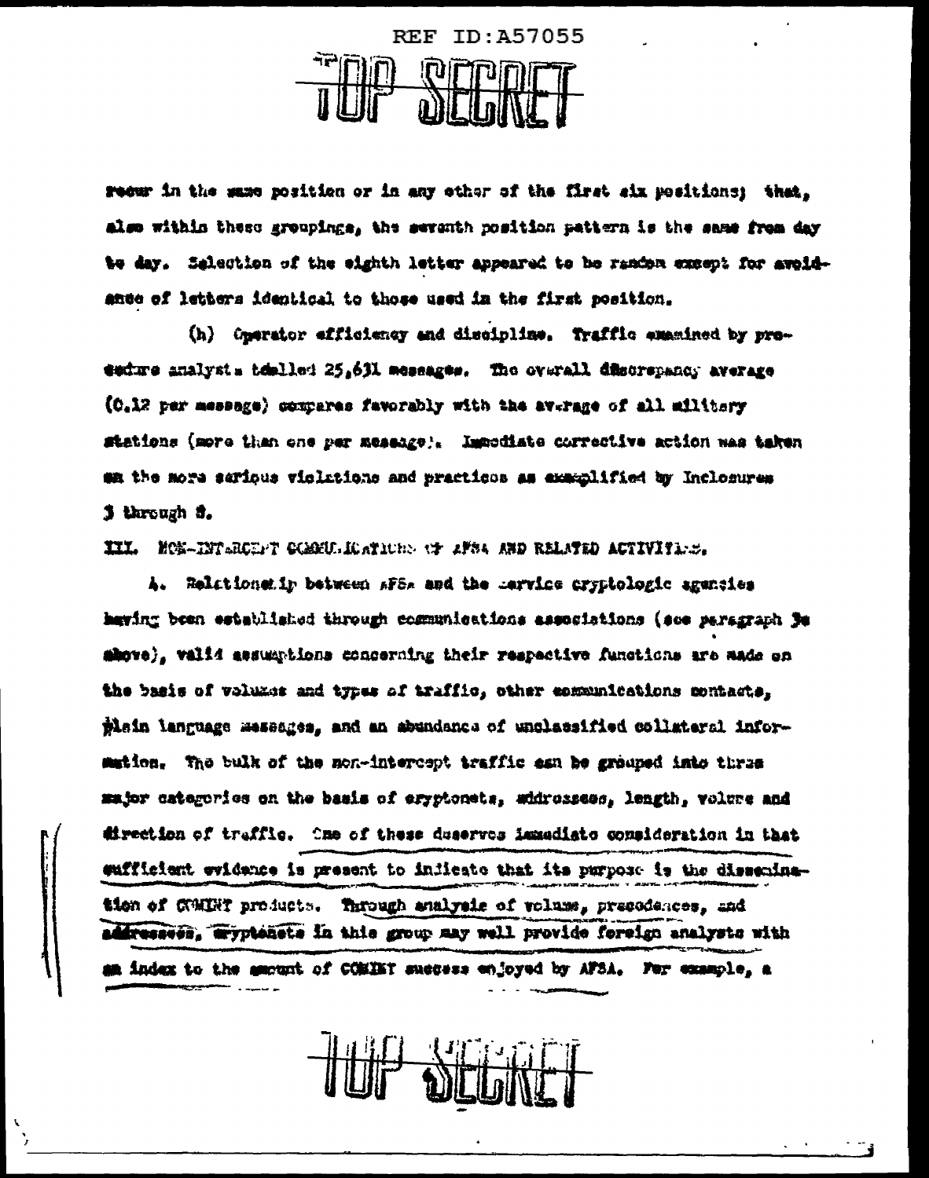recur in the same position or in any other of the first six positions; that, also within these groupings, the seventh position pattern is the same from day to day. Selection of the eighth letter appeared to be random except for avoidance of letters identical to those used in the first position.

(h) Operator efficiency and discipline. Traffic examined by procedure analysts tabled 25,631 messages. The overall discrepancy average (0.12 per message) compares favorably with the average of all military stations (more than one per message). Immediate corrective action was taken on the more serious violations and practices as exemplified by Inclosures 3 through 8.

III. NON-INTERCEPT COMMUNICATIONS OF AFSA AND RELATED ACTIVITIES.

4. Relationship between AFSA and the service cryptologic agencies having been established through communications associations (see paragraph 3e above), valid assumptions concerning their respective functions are made on the basis of volumes and types of traffic, other communications contacts, plain language messages, and an abundance of unclassified collateral information. The bulk of the non-intercept traffic can be grouped into three major categories on the basis of cryptonets, addressees, length, volume and direction of traffic. One of these deserves immediate consideration in that sufficient evidence is present to indicate that its purpose is the dissemination of COMINT products. Through analysis of volume, precedences, and addressees, cryptonets in this group may well provide foreign analysts with an index to the amount of COMINT success enjoyed by AFSA. For example, a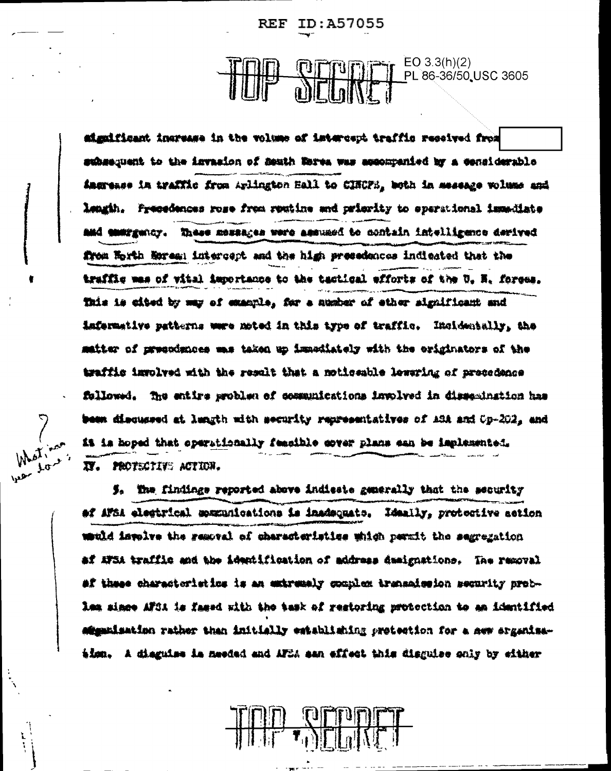significant increase in the volume of intercept traffic received from [ ] subsequent to the invasion of South Korea was accompanied by a considerable increase in traffic from Arlington Hall to CINCFE, both in message volume and length. Precedences rose from routine and priority to operational immediate and emergency. These messages were assumed to contain intelligence derived from North Korean intercept and the high precedences indicated that the traffic was of vital importance to the tactical efforts of the U. N. forces. This is cited by way of example, for a number of other significant and informative patterns were noted in this type of traffic. Incidentally, the matter of precedences was taken up immediately with the originators of the traffic involved with the result that a noticeable lowering of precedence followed. The entire problem of communications involved in dissemination has been discussed at length with security representatives of ASA and Op-202, and it is hoped that operationally feasible cover plans can be implemented.

IV. PROTECTIVE ACTION.

5. The findings reported above indicate generally that the security of AFSA electrical communications is inadequate. Ideally, protective action would involve the removal of characteristics which permit the segregation of AFSA traffic and the identification of address designations. The removal of these characteristics is an extremely complex transmission security problem since AFSA is faced with the task of restoring protection to an identified organization rather than initially establishing protection for a new organization. A disguise is needed and AFSA can effect this disguise only by either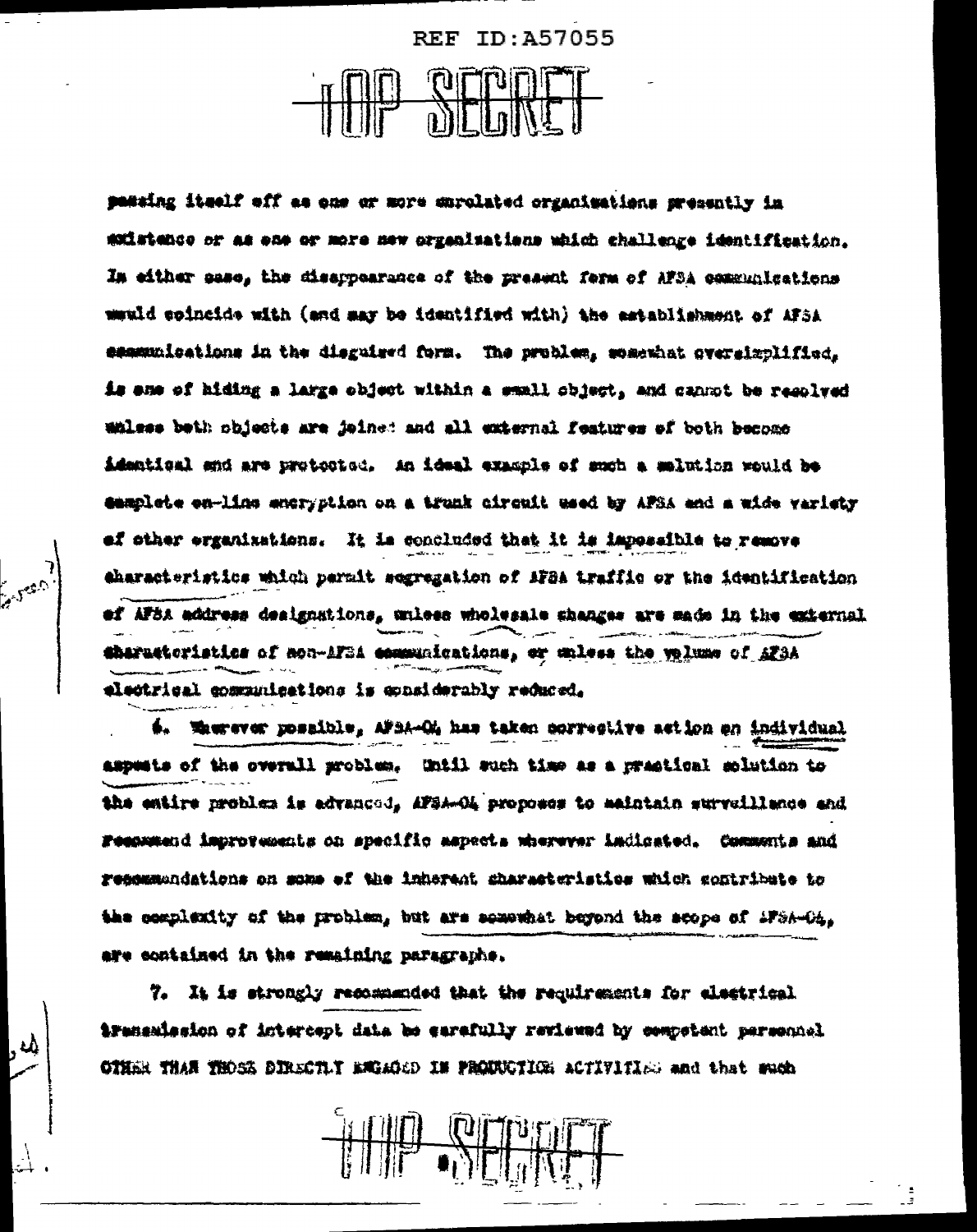passing itself off as one or more unrelated organizations presently in existence or as one or more new organizations which challenge identification. In either case, the disappearance of the present form of AFSA communications would coincide with (and may be identified with) the establishment of AFSA communications in the disguised form. The problem, somewhat oversimplified, is one of hiding a large object within a small object, and cannot be resolved unless both objects are joined and all external features of both become identical and are protected. An ideal example of such a solution would be complete on-line encryption on a trunk circuit used by AFSA and a wide variety of other organizations. It is concluded that it is impossible to remove characteristics which permit segregation of AFSA traffic or the identification of AFSA address designations, unless wholesale changes are made in the external characteristics of non-AFSA communications, or unless the volume of AFSA electrical communications is considerably reduced.

6. Wherever possible, AFSA-04 has taken corrective action on individual aspects of the overall problem. Until such time as a practical solution to the entire problem is advanced, AFSA-04 proposes to maintain surveillance and recommend improvements on specific aspects wherever indicated. Comments and recommendations on some of the inherent characteristics which contribute to the complexity of the problem, but are somewhat beyond the scope of AFSA-04, are contained in the remaining paragraphs.

7. It is strongly recommended that the requirements for electrical transmission of intercept data be carefully reviewed by competent personnel OTHER THAN THOSE DIRECTLY ENGAGED IN PRODUCTION ACTIVITIES and that such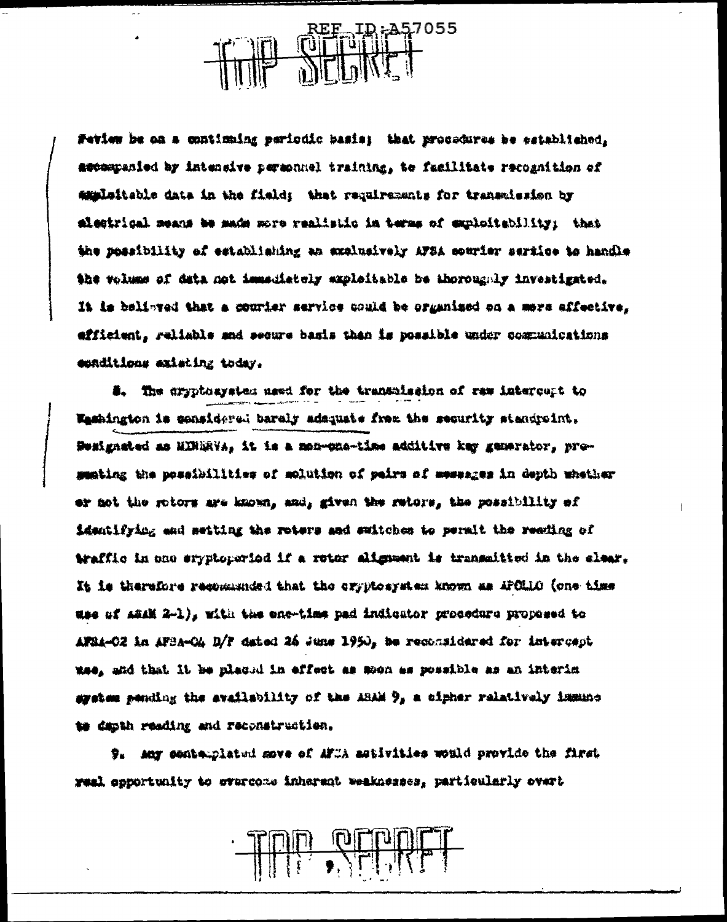review be on a continuing periodic basis; that procedures be established, accompanied by intensive personnel training, to facilitate recognition of exploitable data in the field; that requirements for transmission by electrical means be made more realistic in terms of exploitability; that the possibility of establishing an exclusively AFSA courier service to handle the volume of data not immediately exploitable be thoroughly investigated. It is believed that a courier service could be organized on a more effective, efficient, reliable and secure basis than is possible under communications conditions existing today.

8. The cryptosystem used for the transmission of raw intercept to Washington is considered barely adequate from the security standpoint. Designated as MINERVA, it is a non-one-time additive key generator, presenting the possibilities of solution of pairs of messages in depth whether or not the rotors are known, and, given the rotors, the possibility of identifying and setting the rotors and switches to permit the reading of traffic in one cryptoperiod if a rotor alignment is transmitted in the clear. It is therefore recommended that the cryptosystem known as APOLLO (one time use of ASAM 2-1), with the one-time pad indicator procedure proposed to AFSA-02 in AFSA-04 D/F dated 26 June 1950, be reconsidered for intercept use, and that it be placed in effect as soon as possible as an interim system pending the availability of the ASAM 9, a cipher relatively immune to depth reading and reconstruction.

9. Any contemplated move of AFSA activities would provide the first real opportunity to overcome inherent weaknesses, particularly overt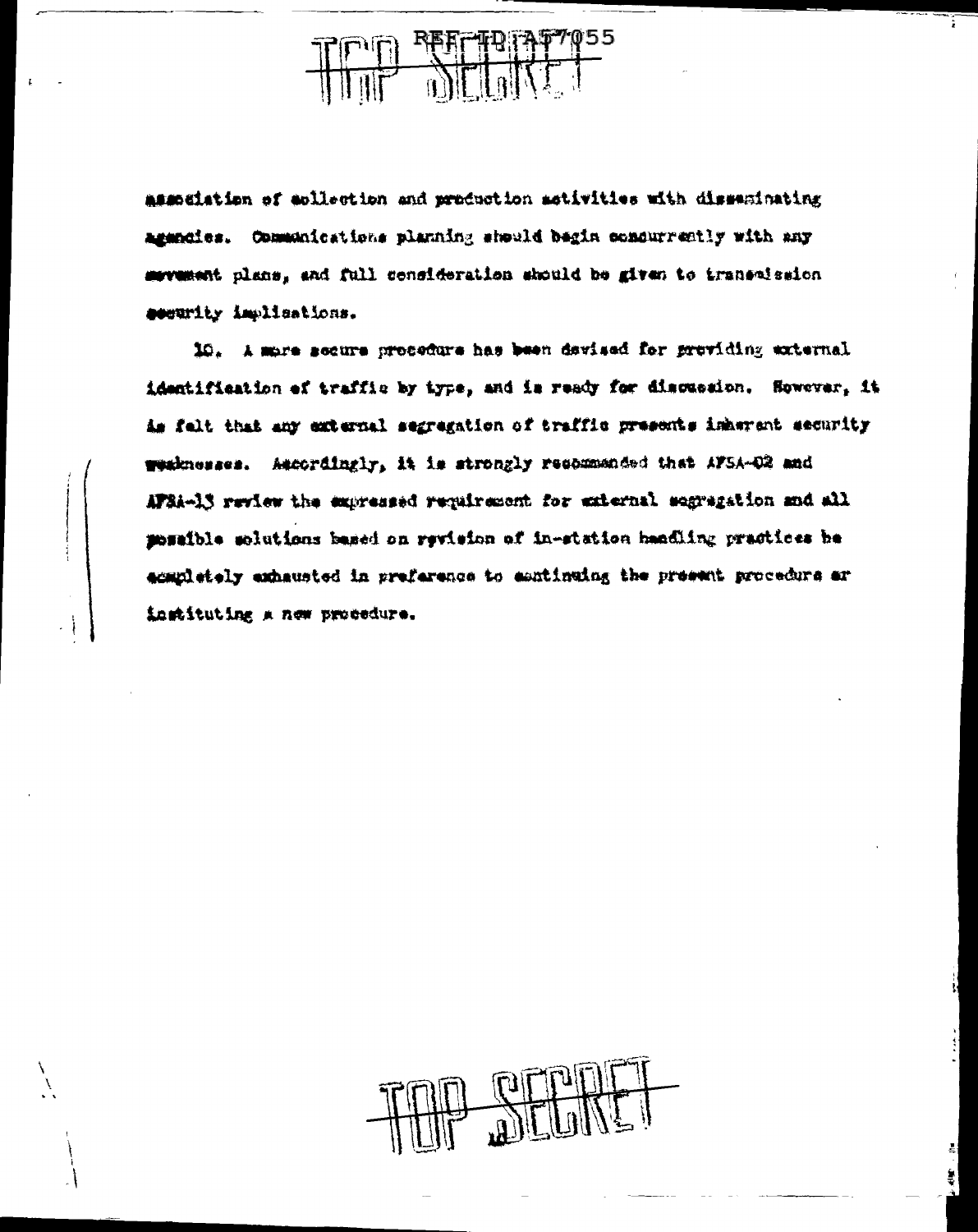association of collection and production activities with disseminating agencies. Communications planning should begin concurrently with any movement plans, and full consideration should be given to transmission security implications.

10. A more secure procedure has been devised for providing external identification of traffic by type, and is ready for discussion. However, it is felt that any external segregation of traffic presents inherent security weaknesses. Accordingly, it is strongly recommended that AFSA-02 and AFSA-13 review the expressed requirement for external segregation and all possible solutions based on revision of in-station handling practices be completely exhausted in preference to continuing the present procedure or instituting a new procedure.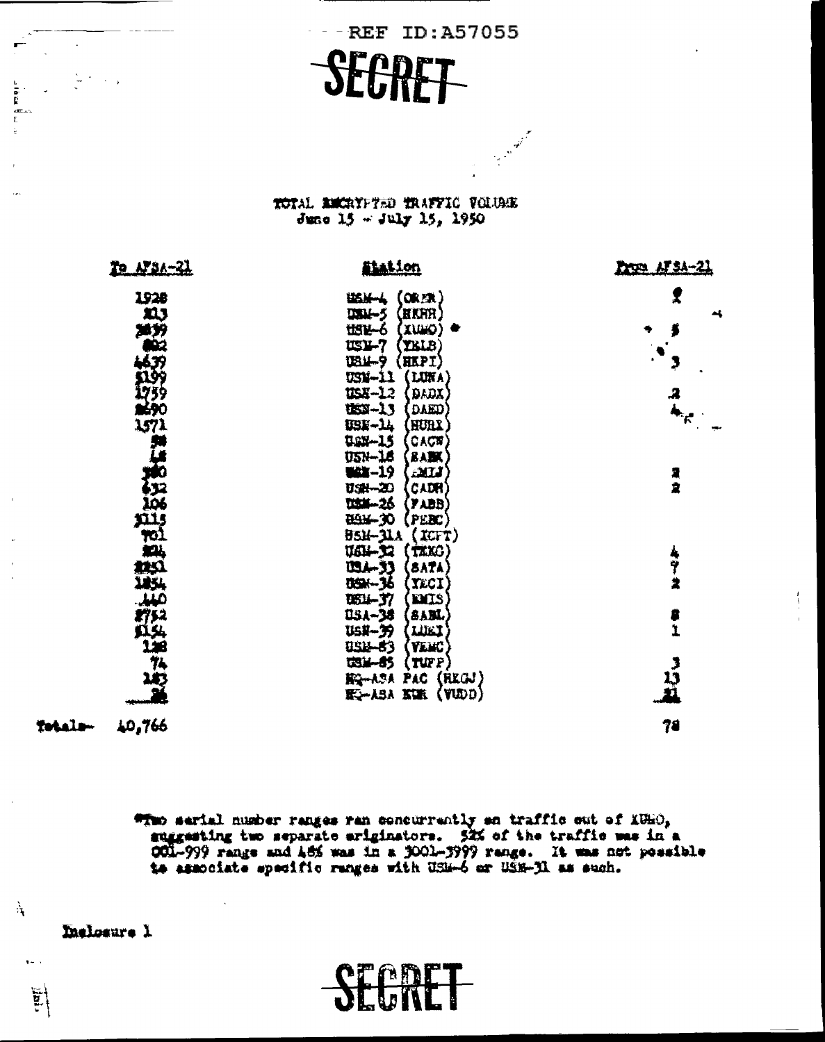REF ID:A57055

SECRET

TOTAL ENCRYPTED TRAFFIC VOLUME
June 15 - July 15, 1950

| To AFSA-21 | Station | From AFSA-21 |
|---|---|---|
| 1928 | USM-4 (ORER) | 2 |
| 213 | USM-5 (HKHH) | |
| 3839 | USM-6 (XUMO) * | 5 |
| 802 | USM-7 (YKLB) | |
| 4639 | USM-9 (HKPI) | 3 |
| 5199 | USM-11 (LUNA) | |
| 1759 | USM-12 (DADX) | 2 |
| 2690 | USM-13 (DAED) | 4 |
| 1571 | USM-14 (HURX) | |
| 58 | USM-15 (CACW) | |
| 48 | USM-18 (EABK) | |
| 380 | USM-19 (AMLJ) | 2 |
| 632 | USM-20 (CADH) | 2 |
| 106 | USM-26 (FABB) | |
| 1115 | USM-30 (PEBC) | |
| 701 | USM-31A (ICFT) | |
| 824 | USM-32 (TAKO) | 4 |
| 2251 | USA-33 (SATA) | 7 |
| 1854 | USM-36 (YKCI) | 2 |
| 440 | USM-37 (EMIS) | |
| 2752 | USA-38 (SABL) | 8 |
| 1154 | USM-39 (LUKI) | 1 |
| 128 | USM-83 (VEMC) | |
| 74 | USM-85 (TUFP) | 3 |
| 183 | HQ-ASA PAC (HKGJ) | 13 |
| 26 | HQ-ASA EUR (VUDD) | 21 |
| Totals- 40,766 | | 78 |

*Two serial number ranges ran concurrently on traffic out of XUMO, suggesting two separate originators. 52% of the traffic was in a 001-999 range and 48% was in a 3001-3999 range. It was not possible to associate specific ranges with USM-6 or USM-31 as such.

Inclosure 1

SECRET